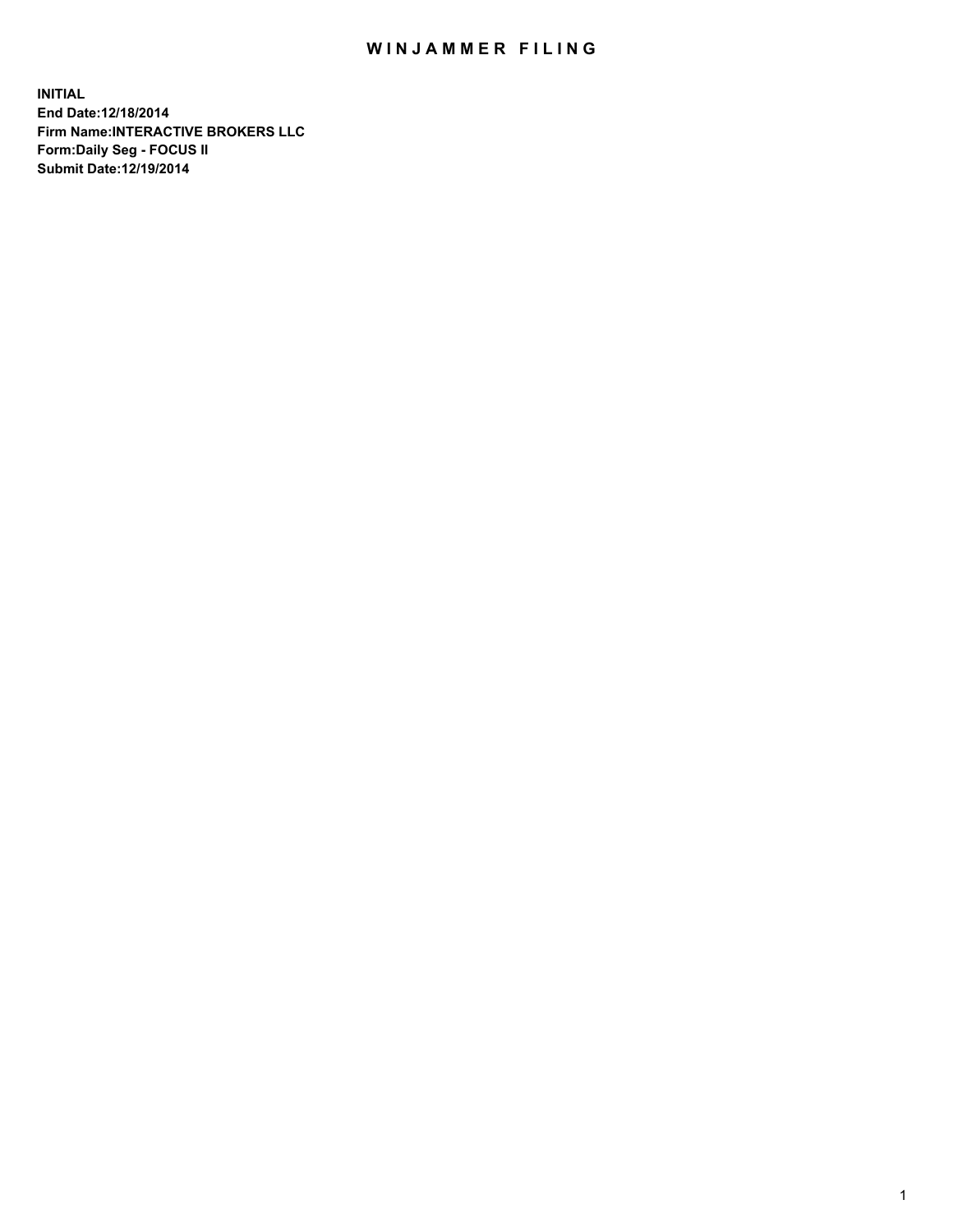# WINJAMMER FILING

**INITIAL**
**End Date:12/18/2014**
**Firm Name:INTERACTIVE BROKERS LLC**
**Form:Daily Seg - FOCUS II**
**Submit Date:12/19/2014**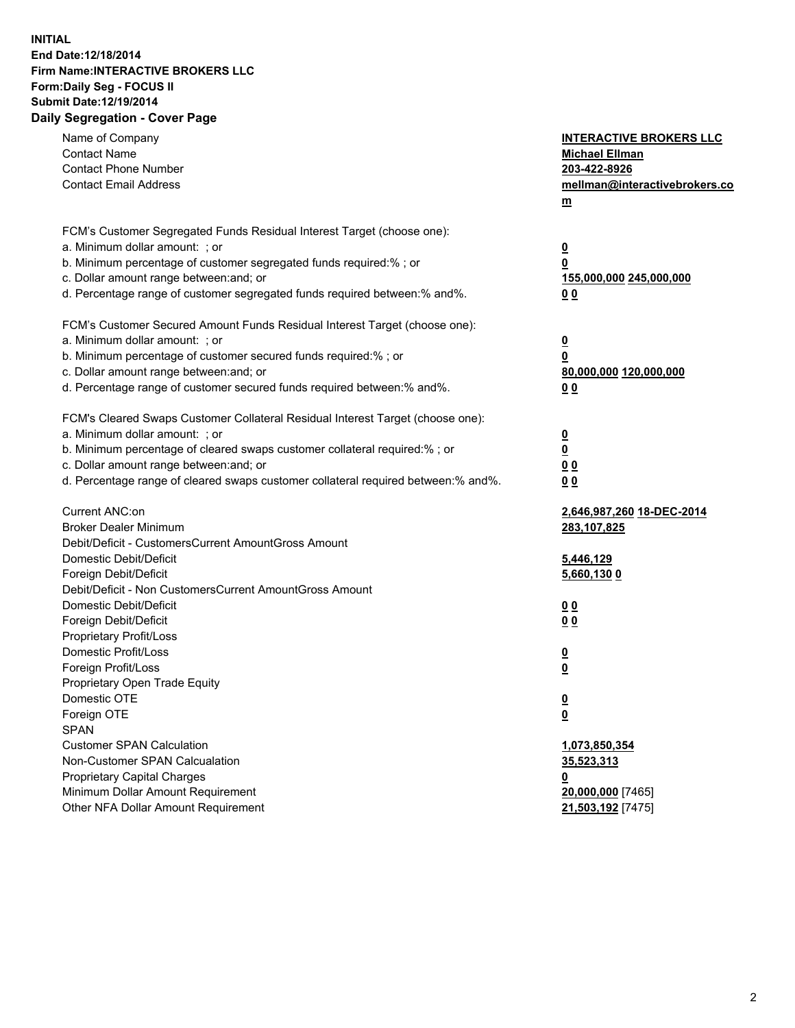**INITIAL**
**End Date:12/18/2014**
**Firm Name:INTERACTIVE BROKERS LLC**
**Form:Daily Seg - FOCUS II**
**Submit Date:12/19/2014**

## Daily Segregation - Cover Page

| | |
|---|---|
| Name of Company | **INTERACTIVE BROKERS LLC** |
| Contact Name | **Michael Ellman** |
| Contact Phone Number | **203-422-8926** |
| Contact Email Address | **mellman@interactivebrokers.com** |
| FCM's Customer Segregated Funds Residual Interest Target (choose one): | |
| a. Minimum dollar amount: ; or | **0** |
| b. Minimum percentage of customer segregated funds required:% ; or | **0** |
| c. Dollar amount range between:and; or | **155,000,000 245,000,000** |
| d. Percentage range of customer segregated funds required between:% and%. | **0 0** |
| FCM's Customer Secured Amount Funds Residual Interest Target (choose one): | |
| a. Minimum dollar amount: ; or | **0** |
| b. Minimum percentage of customer secured funds required:% ; or | **0** |
| c. Dollar amount range between:and; or | **80,000,000 120,000,000** |
| d. Percentage range of customer secured funds required between:% and%. | **0 0** |
| FCM's Cleared Swaps Customer Collateral Residual Interest Target (choose one): | |
| a. Minimum dollar amount: ; or | **0** |
| b. Minimum percentage of cleared swaps customer collateral required:% ; or | **0** |
| c. Dollar amount range between:and; or | **0 0** |
| d. Percentage range of cleared swaps customer collateral required between:% and%. | **0 0** |
| Current ANC:on | **2,646,987,260 18-DEC-2014** |
| Broker Dealer Minimum | **283,107,825** |
| Debit/Deficit - CustomersCurrent AmountGross Amount | |
| Domestic Debit/Deficit | **5,446,129** |
| Foreign Debit/Deficit | **5,660,130 0** |
| Debit/Deficit - Non CustomersCurrent AmountGross Amount | |
| Domestic Debit/Deficit | **0 0** |
| Foreign Debit/Deficit | **0 0** |
| Proprietary Profit/Loss | |
| Domestic Profit/Loss | **0** |
| Foreign Profit/Loss | **0** |
| Proprietary Open Trade Equity | |
| Domestic OTE | **0** |
| Foreign OTE | **0** |
| SPAN | |
| Customer SPAN Calculation | **1,073,850,354** |
| Non-Customer SPAN Calcualation | **35,523,313** |
| Proprietary Capital Charges | **0** |
| Minimum Dollar Amount Requirement | **20,000,000** [7465] |
| Other NFA Dollar Amount Requirement | **21,503,192** [7475] |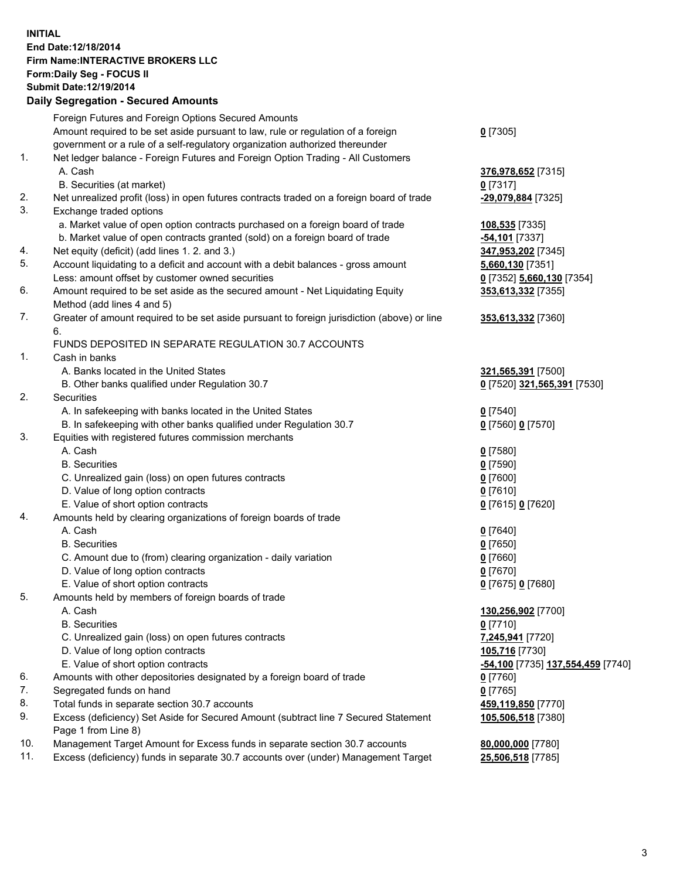**INITIAL**
**End Date:12/18/2014**
**Firm Name:INTERACTIVE BROKERS LLC**
**Form:Daily Seg - FOCUS II**
**Submit Date:12/19/2014**

## Daily Segregation - Secured Amounts

| | | |
|---|---|---|
| | Foreign Futures and Foreign Options Secured Amounts | |
| | Amount required to be set aside pursuant to law, rule or regulation of a foreign government or a rule of a self-regulatory organization authorized thereunder | **0** [7305] |
| 1. | Net ledger balance - Foreign Futures and Foreign Option Trading - All Customers | |
| | A. Cash | **376,978,652** [7315] |
| | B. Securities (at market) | **0** [7317] |
| 2. | Net unrealized profit (loss) in open futures contracts traded on a foreign board of trade | **-29,079,884** [7325] |
| 3. | Exchange traded options | |
| | a. Market value of open option contracts purchased on a foreign board of trade | **108,535** [7335] |
| | b. Market value of open contracts granted (sold) on a foreign board of trade | **-54,101** [7337] |
| 4. | Net equity (deficit) (add lines 1. 2. and 3.) | **347,953,202** [7345] |
| 5. | Account liquidating to a deficit and account with a debit balances - gross amount | **5,660,130** [7351] |
| | Less: amount offset by customer owned securities | **0** [7352] **5,660,130** [7354] |
| 6. | Amount required to be set aside as the secured amount - Net Liquidating Equity Method (add lines 4 and 5) | **353,613,332** [7355] |
| 7. | Greater of amount required to be set aside pursuant to foreign jurisdiction (above) or line 6. | **353,613,332** [7360] |
| | FUNDS DEPOSITED IN SEPARATE REGULATION 30.7 ACCOUNTS | |
| 1. | Cash in banks | |
| | A. Banks located in the United States | **321,565,391** [7500] |
| | B. Other banks qualified under Regulation 30.7 | **0** [7520] **321,565,391** [7530] |
| 2. | Securities | |
| | A. In safekeeping with banks located in the United States | **0** [7540] |
| | B. In safekeeping with other banks qualified under Regulation 30.7 | **0** [7560] **0** [7570] |
| 3. | Equities with registered futures commission merchants | |
| | A. Cash | **0** [7580] |
| | B. Securities | **0** [7590] |
| | C. Unrealized gain (loss) on open futures contracts | **0** [7600] |
| | D. Value of long option contracts | **0** [7610] |
| | E. Value of short option contracts | **0** [7615] **0** [7620] |
| 4. | Amounts held by clearing organizations of foreign boards of trade | |
| | A. Cash | **0** [7640] |
| | B. Securities | **0** [7650] |
| | C. Amount due to (from) clearing organization - daily variation | **0** [7660] |
| | D. Value of long option contracts | **0** [7670] |
| | E. Value of short option contracts | **0** [7675] **0** [7680] |
| 5. | Amounts held by members of foreign boards of trade | |
| | A. Cash | **130,256,902** [7700] |
| | B. Securities | **0** [7710] |
| | C. Unrealized gain (loss) on open futures contracts | **7,245,941** [7720] |
| | D. Value of long option contracts | **105,716** [7730] |
| | E. Value of short option contracts | **-54,100** [7735] **137,554,459** [7740] |
| 6. | Amounts with other depositories designated by a foreign board of trade | **0** [7760] |
| 7. | Segregated funds on hand | **0** [7765] |
| 8. | Total funds in separate section 30.7 accounts | **459,119,850** [7770] |
| 9. | Excess (deficiency) Set Aside for Secured Amount (subtract line 7 Secured Statement Page 1 from Line 8) | **105,506,518** [7380] |
| 10. | Management Target Amount for Excess funds in separate section 30.7 accounts | **80,000,000** [7780] |
| 11. | Excess (deficiency) funds in separate 30.7 accounts over (under) Management Target | **25,506,518** [7785] |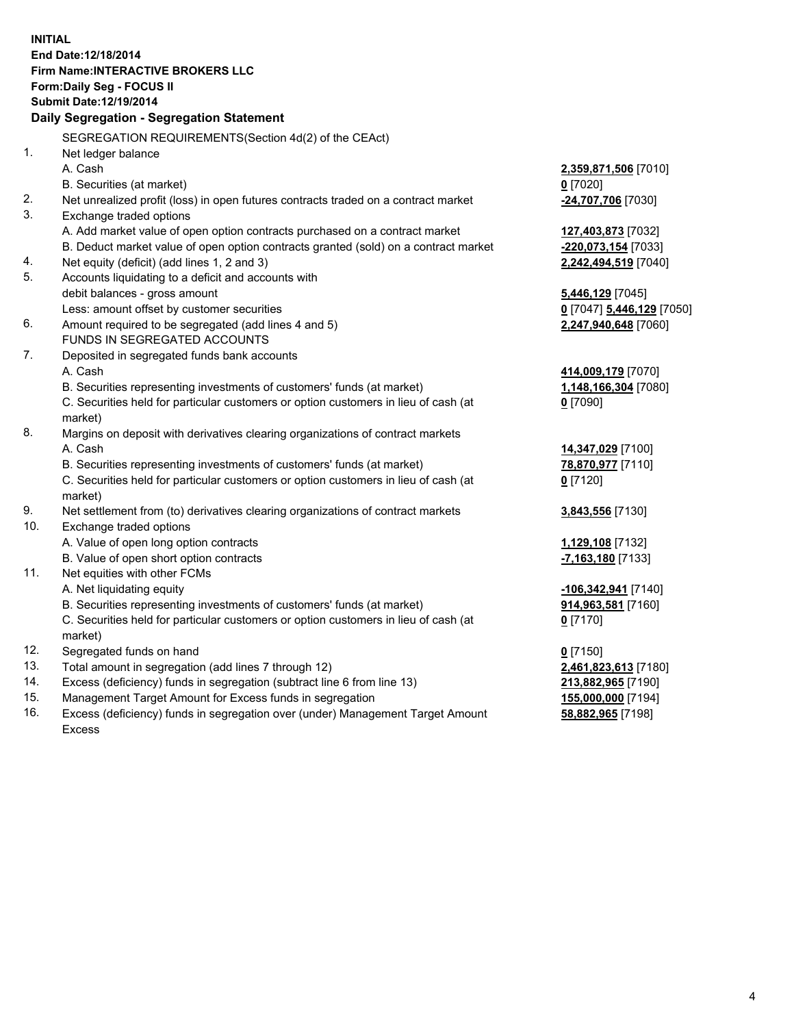**INITIAL**
**End Date:12/18/2014**
**Firm Name:INTERACTIVE BROKERS LLC**
**Form:Daily Seg - FOCUS II**
**Submit Date:12/19/2014**

## Daily Segregation - Segregation Statement

| | | |
|---|---|---|
| | SEGREGATION REQUIREMENTS(Section 4d(2) of the CEAct) | |
| 1. | Net ledger balance | |
| | A. Cash | **2,359,871,506** [7010] |
| | B. Securities (at market) | **0** [7020] |
| 2. | Net unrealized profit (loss) in open futures contracts traded on a contract market | **-24,707,706** [7030] |
| 3. | Exchange traded options | |
| | A. Add market value of open option contracts purchased on a contract market | **127,403,873** [7032] |
| | B. Deduct market value of open option contracts granted (sold) on a contract market | **-220,073,154** [7033] |
| 4. | Net equity (deficit) (add lines 1, 2 and 3) | **2,242,494,519** [7040] |
| 5. | Accounts liquidating to a deficit and accounts with debit balances - gross amount | **5,446,129** [7045] |
| | Less: amount offset by customer securities | **0** [7047] **5,446,129** [7050] |
| 6. | Amount required to be segregated (add lines 4 and 5) | **2,247,940,648** [7060] |
| | FUNDS IN SEGREGATED ACCOUNTS | |
| 7. | Deposited in segregated funds bank accounts | |
| | A. Cash | **414,009,179** [7070] |
| | B. Securities representing investments of customers' funds (at market) | **1,148,166,304** [7080] |
| | C. Securities held for particular customers or option customers in lieu of cash (at market) | **0** [7090] |
| 8. | Margins on deposit with derivatives clearing organizations of contract markets | |
| | A. Cash | **14,347,029** [7100] |
| | B. Securities representing investments of customers' funds (at market) | **78,870,977** [7110] |
| | C. Securities held for particular customers or option customers in lieu of cash (at market) | **0** [7120] |
| 9. | Net settlement from (to) derivatives clearing organizations of contract markets | **3,843,556** [7130] |
| 10. | Exchange traded options | |
| | A. Value of open long option contracts | **1,129,108** [7132] |
| | B. Value of open short option contracts | **-7,163,180** [7133] |
| 11. | Net equities with other FCMs | |
| | A. Net liquidating equity | **-106,342,941** [7140] |
| | B. Securities representing investments of customers' funds (at market) | **914,963,581** [7160] |
| | C. Securities held for particular customers or option customers in lieu of cash (at market) | **0** [7170] |
| 12. | Segregated funds on hand | **0** [7150] |
| 13. | Total amount in segregation (add lines 7 through 12) | **2,461,823,613** [7180] |
| 14. | Excess (deficiency) funds in segregation (subtract line 6 from line 13) | **213,882,965** [7190] |
| 15. | Management Target Amount for Excess funds in segregation | **155,000,000** [7194] |
| 16. | Excess (deficiency) funds in segregation over (under) Management Target Amount Excess | **58,882,965** [7198] |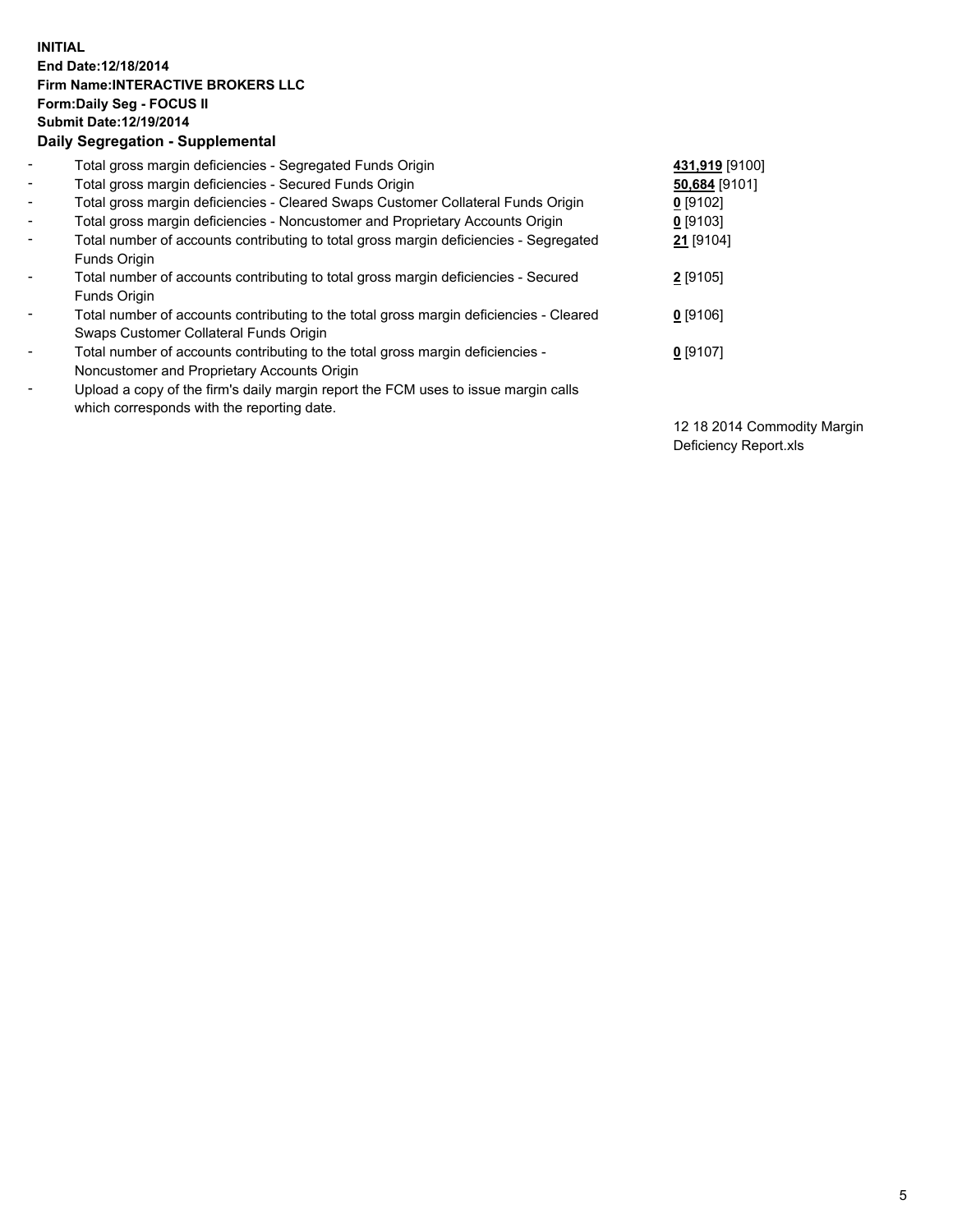**INITIAL**
**End Date:12/18/2014**
**Firm Name:INTERACTIVE BROKERS LLC**
**Form:Daily Seg - FOCUS II**
**Submit Date:12/19/2014**

**Daily Segregation - Supplemental**

| | | |
|---|---|---|
| - | Total gross margin deficiencies - Segregated Funds Origin | **431,919** [9100] |
| - | Total gross margin deficiencies - Secured Funds Origin | **50,684** [9101] |
| - | Total gross margin deficiencies - Cleared Swaps Customer Collateral Funds Origin | **0** [9102] |
| - | Total gross margin deficiencies - Noncustomer and Proprietary Accounts Origin | **0** [9103] |
| - | Total number of accounts contributing to total gross margin deficiencies - Segregated Funds Origin | **21** [9104] |
| - | Total number of accounts contributing to total gross margin deficiencies - Secured Funds Origin | **2** [9105] |
| - | Total number of accounts contributing to the total gross margin deficiencies - Cleared Swaps Customer Collateral Funds Origin | **0** [9106] |
| - | Total number of accounts contributing to the total gross margin deficiencies - Noncustomer and Proprietary Accounts Origin | **0** [9107] |
| - | Upload a copy of the firm's daily margin report the FCM uses to issue margin calls which corresponds with the reporting date. | 12 18 2014 Commodity Margin Deficiency Report.xls |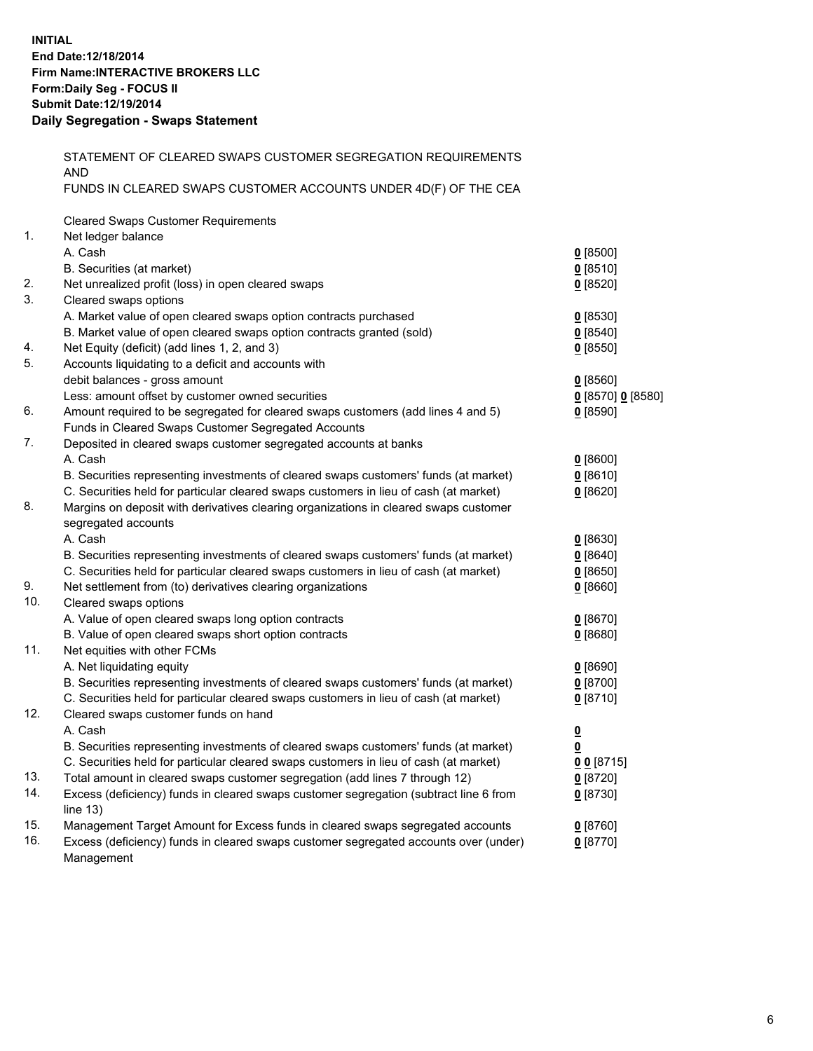**INITIAL**
**End Date:12/18/2014**
**Firm Name:INTERACTIVE BROKERS LLC**
**Form:Daily Seg - FOCUS II**
**Submit Date:12/19/2014**
**Daily Segregation - Swaps Statement**

STATEMENT OF CLEARED SWAPS CUSTOMER SEGREGATION REQUIREMENTS AND FUNDS IN CLEARED SWAPS CUSTOMER ACCOUNTS UNDER 4D(F) OF THE CEA

| | | |
|---|---|---|
| | Cleared Swaps Customer Requirements | |
| 1. | Net ledger balance | |
| | A. Cash | 0 [8500] |
| | B. Securities (at market) | 0 [8510] |
| 2. | Net unrealized profit (loss) in open cleared swaps | 0 [8520] |
| 3. | Cleared swaps options | |
| | A. Market value of open cleared swaps option contracts purchased | 0 [8530] |
| | B. Market value of open cleared swaps option contracts granted (sold) | 0 [8540] |
| 4. | Net Equity (deficit) (add lines 1, 2, and 3) | 0 [8550] |
| 5. | Accounts liquidating to a deficit and accounts with debit balances - gross amount | 0 [8560] |
| | Less: amount offset by customer owned securities | 0 [8570] 0 [8580] |
| 6. | Amount required to be segregated for cleared swaps customers (add lines 4 and 5) | 0 [8590] |
| | Funds in Cleared Swaps Customer Segregated Accounts | |
| 7. | Deposited in cleared swaps customer segregated accounts at banks | |
| | A. Cash | 0 [8600] |
| | B. Securities representing investments of cleared swaps customers' funds (at market) | 0 [8610] |
| | C. Securities held for particular cleared swaps customers in lieu of cash (at market) | 0 [8620] |
| 8. | Margins on deposit with derivatives clearing organizations in cleared swaps customer segregated accounts | |
| | A. Cash | 0 [8630] |
| | B. Securities representing investments of cleared swaps customers' funds (at market) | 0 [8640] |
| | C. Securities held for particular cleared swaps customers in lieu of cash (at market) | 0 [8650] |
| 9. | Net settlement from (to) derivatives clearing organizations | 0 [8660] |
| 10. | Cleared swaps options | |
| | A. Value of open cleared swaps long option contracts | 0 [8670] |
| | B. Value of open cleared swaps short option contracts | 0 [8680] |
| 11. | Net equities with other FCMs | |
| | A. Net liquidating equity | 0 [8690] |
| | B. Securities representing investments of cleared swaps customers' funds (at market) | 0 [8700] |
| | C. Securities held for particular cleared swaps customers in lieu of cash (at market) | 0 [8710] |
| 12. | Cleared swaps customer funds on hand | |
| | A. Cash | 0 |
| | B. Securities representing investments of cleared swaps customers' funds (at market) | 0 |
| | C. Securities held for particular cleared swaps customers in lieu of cash (at market) | 0 0 [8715] |
| 13. | Total amount in cleared swaps customer segregation (add lines 7 through 12) | 0 [8720] |
| 14. | Excess (deficiency) funds in cleared swaps customer segregation (subtract line 6 from line 13) | 0 [8730] |
| 15. | Management Target Amount for Excess funds in cleared swaps segregated accounts | 0 [8760] |
| 16. | Excess (deficiency) funds in cleared swaps customer segregated accounts over (under) Management | 0 [8770] |